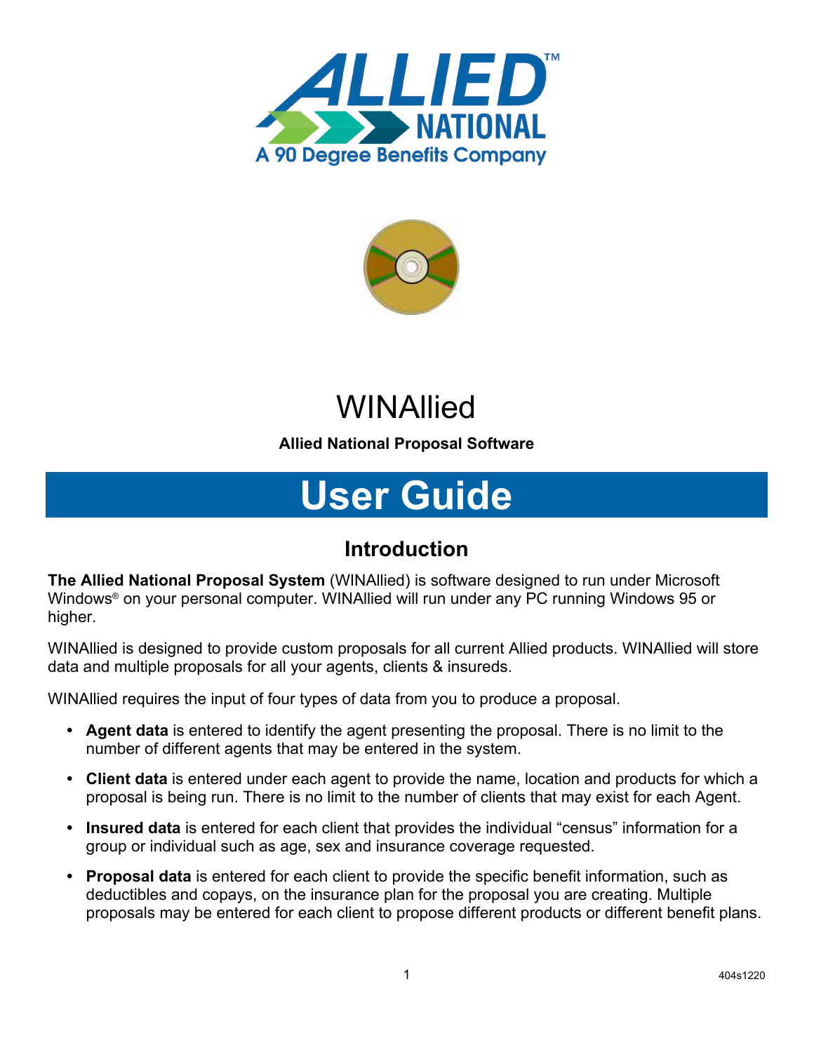ALLIED™ NATIONAL

A 90 Degree Benefits Company

# WINAllied

**Allied National Proposal Software**

# User Guide

## Introduction

**The Allied National Proposal System** (WINAllied) is software designed to run under Microsoft Windows® on your personal computer. WINAllied will run under any PC running Windows 95 or higher.

WINAllied is designed to provide custom proposals for all current Allied products. WINAllied will store data and multiple proposals for all your agents, clients & insureds.

WINAllied requires the input of four types of data from you to produce a proposal.

- **Agent data** is entered to identify the agent presenting the proposal. There is no limit to the number of different agents that may be entered in the system.
- **Client data** is entered under each agent to provide the name, location and products for which a proposal is being run. There is no limit to the number of clients that may exist for each Agent.
- **Insured data** is entered for each client that provides the individual "census" information for a group or individual such as age, sex and insurance coverage requested.
- **Proposal data** is entered for each client to provide the specific benefit information, such as deductibles and copays, on the insurance plan for the proposal you are creating. Multiple proposals may be entered for each client to propose different products or different benefit plans.

404s1220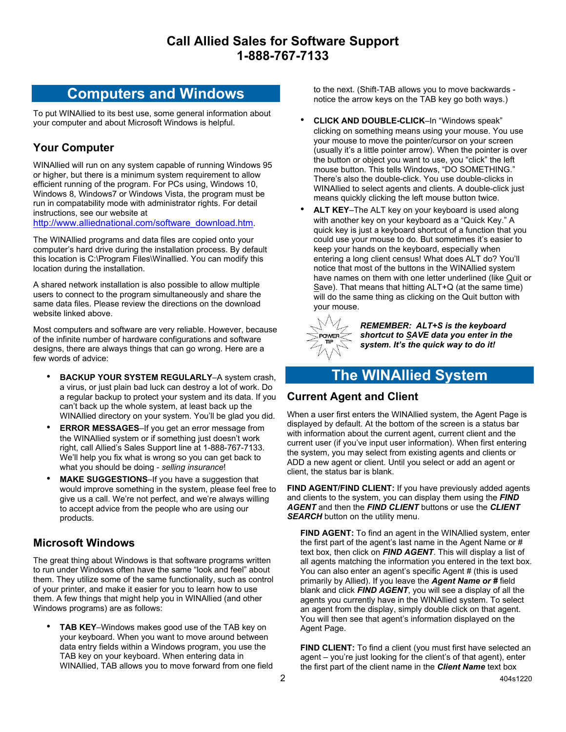# Call Allied Sales for Software Support
# 1-888-767-7133

## Computers and Windows

To put WINAllied to its best use, some general information about your computer and about Microsoft Windows is helpful.

### Your Computer

WINAllied will run on any system capable of running Windows 95 or higher, but there is a minimum system requirement to allow efficient running of the program. For PCs using, Windows 10, Windows 8, Windows7 or Windows Vista, the program must be run in compatability mode with administrator rights. For detail instructions, see our website at http://www.alliednational.com/software_download.htm.

The WINAllied programs and data files are copied onto your computer's hard drive during the installation process. By default this location is C:\Program Files\Winallied. You can modify this location during the installation.

A shared network installation is also possible to allow multiple users to connect to the program simultaneously and share the same data files. Please review the directions on the download website linked above.

Most computers and software are very reliable. However, because of the infinite number of hardware configurations and software designs, there are always things that can go wrong. Here are a few words of advice:

- **BACKUP YOUR SYSTEM REGULARLY**–A system crash, a virus, or just plain bad luck can destroy a lot of work. Do a regular backup to protect your system and its data. If you can't back up the whole system, at least back up the WINAllied directory on your system. You'll be glad you did.
- **ERROR MESSAGES**–If you get an error message from the WINAllied system or if something just doesn't work right, call Allied's Sales Support line at 1-888-767-7133. We'll help you fix what is wrong so you can get back to what you should be doing - *selling insurance*!
- **MAKE SUGGESTIONS**–If you have a suggestion that would improve something in the system, please feel free to give us a call. We're not perfect, and we're always willing to accept advice from the people who are using our products.

### Microsoft Windows

The great thing about Windows is that software programs written to run under Windows often have the same "look and feel" about them. They utilize some of the same functionality, such as control of your printer, and make it easier for you to learn how to use them. A few things that might help you in WINAllied (and other Windows programs) are as follows:

- **TAB KEY**–Windows makes good use of the TAB key on your keyboard. When you want to move around between data entry fields within a Windows program, you use the TAB key on your keyboard. When entering data in WINAllied, TAB allows you to move forward from one field to the next. (Shift-TAB allows you to move backwards - notice the arrow keys on the TAB key go both ways.)
- **CLICK AND DOUBLE-CLICK**–In "Windows speak" clicking on something means using your mouse. You use your mouse to move the pointer/cursor on your screen (usually it's a little pointer arrow). When the pointer is over the button or object you want to use, you "click" the left mouse button. This tells Windows, "DO SOMETHING." There's also the double-click. You use double-clicks in WINAllied to select agents and clients. A double-click just means quickly clicking the left mouse button twice.
- **ALT KEY**–The ALT key on your keyboard is used along with another key on your keyboard as a "Quick Key." A quick key is just a keyboard shortcut of a function that you could use your mouse to do. But sometimes it's easier to keep your hands on the keyboard, especially when entering a long client census! What does ALT do? You'll notice that most of the buttons in the WINAllied system have names on them with one letter underlined (like Quit or Save). That means that hitting ALT+Q (at the same time) will do the same thing as clicking on the Quit button with your mouse.

POWER TIP

***REMEMBER: ALT+S is the keyboard shortcut to SAVE data you enter in the system. It's the quick way to do it!***

## The WINAllied System

### Current Agent and Client

When a user first enters the WINAllied system, the Agent Page is displayed by default. At the bottom of the screen is a status bar with information about the current agent, current client and the current user (if you've input user information). When first entering the system, you may select from existing agents and clients or ADD a new agent or client. Until you select or add an agent or client, the status bar is blank.

**FIND AGENT/FIND CLIENT:** If you have previously added agents and clients to the system, you can display them using the ***FIND AGENT*** and then the ***FIND CLIENT*** buttons or use the ***CLIENT SEARCH*** button on the utility menu.

**FIND AGENT:** To find an agent in the WINAllied system, enter the first part of the agent's last name in the Agent Name or # text box, then click on ***FIND AGENT***. This will display a list of all agents matching the information you entered in the text box. You can also enter an agent's specific Agent # (this is used primarily by Allied). If you leave the ***Agent Name or #*** field blank and click ***FIND AGENT***, you will see a display of all the agents you currently have in the WINAllied system. To select an agent from the display, simply double click on that agent. You will then see that agent's information displayed on the Agent Page.

**FIND CLIENT:** To find a client (you must first have selected an agent – you're just looking for the client's of that agent), enter the first part of the client name in the ***Client Name*** text box

404s1220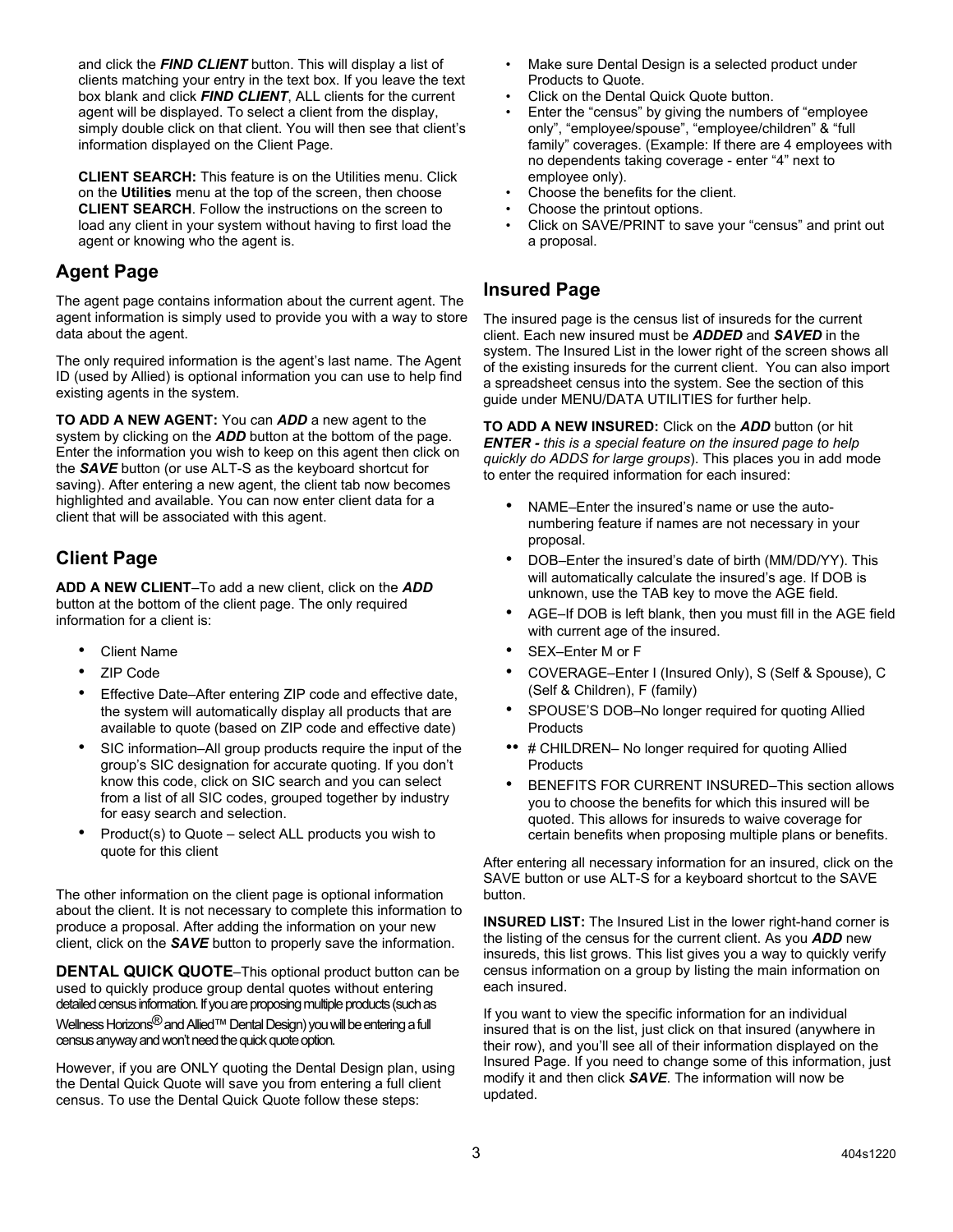and click the ***FIND CLIENT*** button. This will display a list of clients matching your entry in the text box. If you leave the text box blank and click ***FIND CLIENT***, ALL clients for the current agent will be displayed. To select a client from the display, simply double click on that client. You will then see that client's information displayed on the Client Page.

**CLIENT SEARCH:** This feature is on the Utilities menu. Click on the **Utilities** menu at the top of the screen, then choose **CLIENT SEARCH**. Follow the instructions on the screen to load any client in your system without having to first load the agent or knowing who the agent is.

## Agent Page

The agent page contains information about the current agent. The agent information is simply used to provide you with a way to store data about the agent.

The only required information is the agent's last name. The Agent ID (used by Allied) is optional information you can use to help find existing agents in the system.

**TO ADD A NEW AGENT:** You can ***ADD*** a new agent to the system by clicking on the ***ADD*** button at the bottom of the page. Enter the information you wish to keep on this agent then click on the ***SAVE*** button (or use ALT-S as the keyboard shortcut for saving). After entering a new agent, the client tab now becomes highlighted and available. You can now enter client data for a client that will be associated with this agent.

## Client Page

**ADD A NEW CLIENT**–To add a new client, click on the ***ADD*** button at the bottom of the client page. The only required information for a client is:

- Client Name
- ZIP Code
- Effective Date–After entering ZIP code and effective date, the system will automatically display all products that are available to quote (based on ZIP code and effective date)
- SIC information–All group products require the input of the group's SIC designation for accurate quoting. If you don't know this code, click on SIC search and you can select from a list of all SIC codes, grouped together by industry for easy search and selection.
- Product(s) to Quote – select ALL products you wish to quote for this client

The other information on the client page is optional information about the client. It is not necessary to complete this information to produce a proposal. After adding the information on your new client, click on the ***SAVE*** button to properly save the information.

**DENTAL QUICK QUOTE**–This optional product button can be used to quickly produce group dental quotes without entering detailed census information. If you are proposing multiple products (such as Wellness Horizons® and Allied™ Dental Design) you will be entering a full census anyway and won't need the quick quote option.

However, if you are ONLY quoting the Dental Design plan, using the Dental Quick Quote will save you from entering a full client census. To use the Dental Quick Quote follow these steps:

- Make sure Dental Design is a selected product under Products to Quote.
- Click on the Dental Quick Quote button.
- Enter the "census" by giving the numbers of "employee only", "employee/spouse", "employee/children" & "full family" coverages. (Example: If there are 4 employees with no dependents taking coverage - enter "4" next to employee only).
- Choose the benefits for the client.
- Choose the printout options.
- Click on SAVE/PRINT to save your "census" and print out a proposal.

## Insured Page

The insured page is the census list of insureds for the current client. Each new insured must be ***ADDED*** and ***SAVED*** in the system. The Insured List in the lower right of the screen shows all of the existing insureds for the current client. You can also import a spreadsheet census into the system. See the section of this guide under MENU/DATA UTILITIES for further help.

**TO ADD A NEW INSURED:** Click on the ***ADD*** button (or hit ***ENTER** - this is a special feature on the insured page to help quickly do ADDS for large groups*). This places you in add mode to enter the required information for each insured:

- NAME–Enter the insured's name or use the auto-numbering feature if names are not necessary in your proposal.
- DOB–Enter the insured's date of birth (MM/DD/YY). This will automatically calculate the insured's age. If DOB is unknown, use the TAB key to move the AGE field.
- AGE–If DOB is left blank, then you must fill in the AGE field with current age of the insured.
- SEX–Enter M or F
- COVERAGE–Enter I (Insured Only), S (Self & Spouse), C (Self & Children), F (family)
- SPOUSE'S DOB–No longer required for quoting Allied Products
- # CHILDREN– No longer required for quoting Allied Products
- BENEFITS FOR CURRENT INSURED–This section allows you to choose the benefits for which this insured will be quoted. This allows for insureds to waive coverage for certain benefits when proposing multiple plans or benefits.

After entering all necessary information for an insured, click on the SAVE button or use ALT-S for a keyboard shortcut to the SAVE button.

**INSURED LIST:** The Insured List in the lower right-hand corner is the listing of the census for the current client. As you ***ADD*** new insureds, this list grows. This list gives you a way to quickly verify census information on a group by listing the main information on each insured.

If you want to view the specific information for an individual insured that is on the list, just click on that insured (anywhere in their row), and you'll see all of their information displayed on the Insured Page. If you need to change some of this information, just modify it and then click ***SAVE***. The information will now be updated.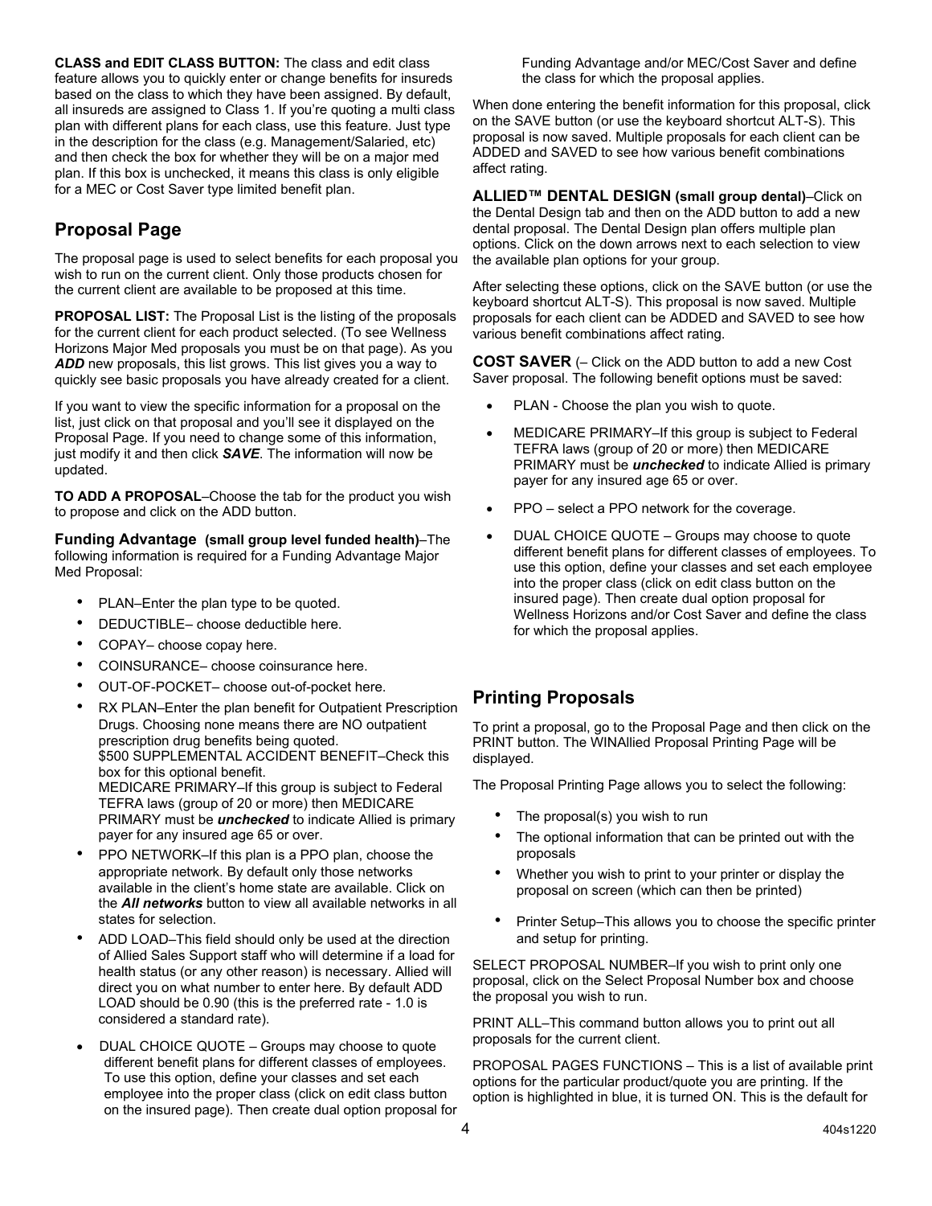**CLASS and EDIT CLASS BUTTON:** The class and edit class feature allows you to quickly enter or change benefits for insureds based on the class to which they have been assigned. By default, all insureds are assigned to Class 1. If you're quoting a multi class plan with different plans for each class, use this feature. Just type in the description for the class (e.g. Management/Salaried, etc) and then check the box for whether they will be on a major med plan. If this box is unchecked, it means this class is only eligible for a MEC or Cost Saver type limited benefit plan.

## Proposal Page

The proposal page is used to select benefits for each proposal you wish to run on the current client. Only those products chosen for the current client are available to be proposed at this time.

**PROPOSAL LIST:** The Proposal List is the listing of the proposals for the current client for each product selected. (To see Wellness Horizons Major Med proposals you must be on that page). As you ***ADD*** new proposals, this list grows. This list gives you a way to quickly see basic proposals you have already created for a client.

If you want to view the specific information for a proposal on the list, just click on that proposal and you'll see it displayed on the Proposal Page. If you need to change some of this information, just modify it and then click ***SAVE***. The information will now be updated.

**TO ADD A PROPOSAL**–Choose the tab for the product you wish to propose and click on the ADD button.

### Funding Advantage (small group level funded health)–The following information is required for a Funding Advantage Major Med Proposal:

- PLAN–Enter the plan type to be quoted.
- DEDUCTIBLE– choose deductible here.
- COPAY– choose copay here.
- COINSURANCE– choose coinsurance here.
- OUT-OF-POCKET– choose out-of-pocket here.
- RX PLAN–Enter the plan benefit for Outpatient Prescription Drugs. Choosing none means there are NO outpatient prescription drug benefits being quoted.
  $500 SUPPLEMENTAL ACCIDENT BENEFIT–Check this box for this optional benefit.
  MEDICARE PRIMARY–If this group is subject to Federal TEFRA laws (group of 20 or more) then MEDICARE PRIMARY must be ***unchecked*** to indicate Allied is primary payer for any insured age 65 or over.
- PPO NETWORK–If this plan is a PPO plan, choose the appropriate network. By default only those networks available in the client's home state are available. Click on the ***All networks*** button to view all available networks in all states for selection.
- ADD LOAD–This field should only be used at the direction of Allied Sales Support staff who will determine if a load for health status (or any other reason) is necessary. Allied will direct you on what number to enter here. By default ADD LOAD should be 0.90 (this is the preferred rate - 1.0 is considered a standard rate).
- DUAL CHOICE QUOTE – Groups may choose to quote different benefit plans for different classes of employees. To use this option, define your classes and set each employee into the proper class (click on edit class button on the insured page). Then create dual option proposal for Funding Advantage and/or MEC/Cost Saver and define the class for which the proposal applies.

When done entering the benefit information for this proposal, click on the SAVE button (or use the keyboard shortcut ALT-S). This proposal is now saved. Multiple proposals for each client can be ADDED and SAVED to see how various benefit combinations affect rating.

**ALLIED™ DENTAL DESIGN (small group dental)**–Click on the Dental Design tab and then on the ADD button to add a new dental proposal. The Dental Design plan offers multiple plan options. Click on the down arrows next to each selection to view the available plan options for your group.

After selecting these options, click on the SAVE button (or use the keyboard shortcut ALT-S). This proposal is now saved. Multiple proposals for each client can be ADDED and SAVED to see how various benefit combinations affect rating.

**COST SAVER** (– Click on the ADD button to add a new Cost Saver proposal. The following benefit options must be saved:

- PLAN - Choose the plan you wish to quote.
- MEDICARE PRIMARY–If this group is subject to Federal TEFRA laws (group of 20 or more) then MEDICARE PRIMARY must be ***unchecked*** to indicate Allied is primary payer for any insured age 65 or over.
- PPO – select a PPO network for the coverage.
- DUAL CHOICE QUOTE – Groups may choose to quote different benefit plans for different classes of employees. To use this option, define your classes and set each employee into the proper class (click on edit class button on the insured page). Then create dual option proposal for Wellness Horizons and/or Cost Saver and define the class for which the proposal applies.

## Printing Proposals

To print a proposal, go to the Proposal Page and then click on the PRINT button. The WINAllied Proposal Printing Page will be displayed.

The Proposal Printing Page allows you to select the following:

- The proposal(s) you wish to run
- The optional information that can be printed out with the proposals
- Whether you wish to print to your printer or display the proposal on screen (which can then be printed)
- Printer Setup–This allows you to choose the specific printer and setup for printing.

SELECT PROPOSAL NUMBER–If you wish to print only one proposal, click on the Select Proposal Number box and choose the proposal you wish to run.

PRINT ALL–This command button allows you to print out all proposals for the current client.

PROPOSAL PAGES FUNCTIONS – This is a list of available print options for the particular product/quote you are printing. If the option is highlighted in blue, it is turned ON. This is the default for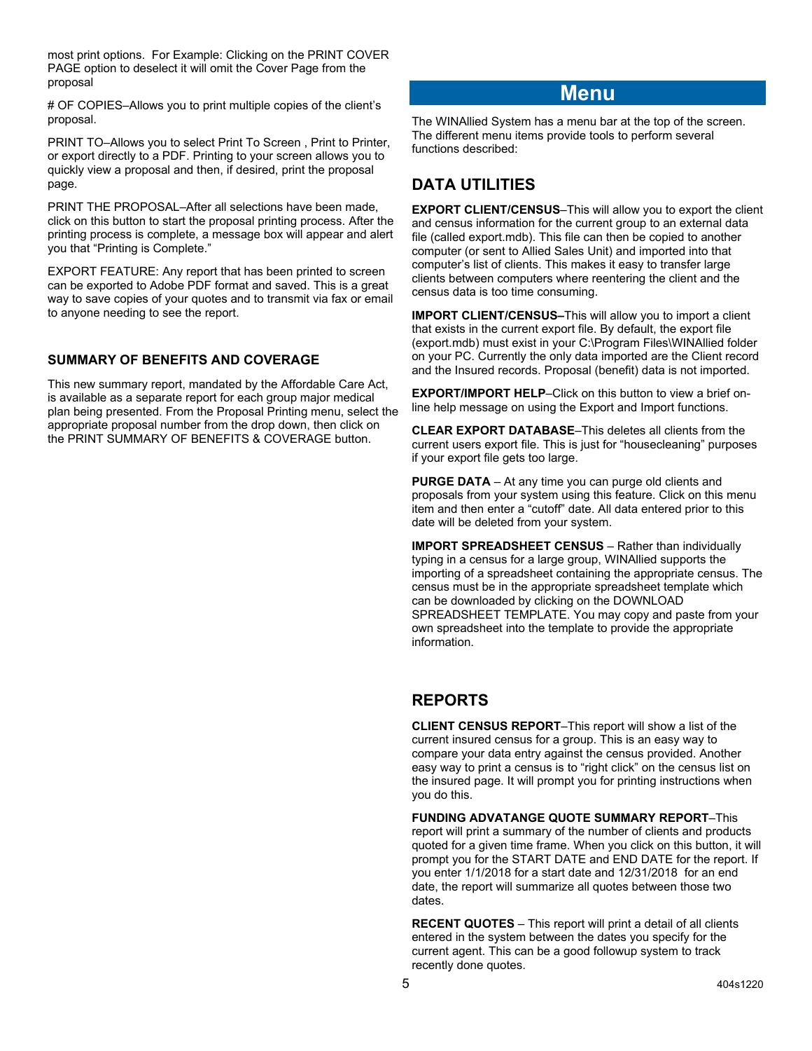most print options.  For Example: Clicking on the PRINT COVER PAGE option to deselect it will omit the Cover Page from the proposal

# OF COPIES–Allows you to print multiple copies of the client's proposal.

PRINT TO–Allows you to select Print To Screen , Print to Printer, or export directly to a PDF. Printing to your screen allows you to quickly view a proposal and then, if desired, print the proposal page.

PRINT THE PROPOSAL–After all selections have been made, click on this button to start the proposal printing process. After the printing process is complete, a message box will appear and alert you that "Printing is Complete."

EXPORT FEATURE: Any report that has been printed to screen can be exported to Adobe PDF format and saved. This is a great way to save copies of your quotes and to transmit via fax or email to anyone needing to see the report.

### SUMMARY OF BENEFITS AND COVERAGE

This new summary report, mandated by the Affordable Care Act, is available as a separate report for each group major medical plan being presented. From the Proposal Printing menu, select the appropriate proposal number from the drop down, then click on the PRINT SUMMARY OF BENEFITS & COVERAGE button.

# Menu

The WINAllied System has a menu bar at the top of the screen. The different menu items provide tools to perform several functions described:

## DATA UTILITIES

**EXPORT CLIENT/CENSUS**–This will allow you to export the client and census information for the current group to an external data file (called export.mdb). This file can then be copied to another computer (or sent to Allied Sales Unit) and imported into that computer's list of clients. This makes it easy to transfer large clients between computers where reentering the client and the census data is too time consuming.

**IMPORT CLIENT/CENSUS–**This will allow you to import a client that exists in the current export file. By default, the export file (export.mdb) must exist in your C:\Program Files\WINAllied folder on your PC. Currently the only data imported are the Client record and the Insured records. Proposal (benefit) data is not imported.

**EXPORT/IMPORT HELP**–Click on this button to view a brief on-line help message on using the Export and Import functions.

**CLEAR EXPORT DATABASE**–This deletes all clients from the current users export file. This is just for "housecleaning" purposes if your export file gets too large.

**PURGE DATA** – At any time you can purge old clients and proposals from your system using this feature. Click on this menu item and then enter a "cutoff" date. All data entered prior to this date will be deleted from your system.

**IMPORT SPREADSHEET CENSUS** – Rather than individually typing in a census for a large group, WINAllied supports the importing of a spreadsheet containing the appropriate census. The census must be in the appropriate spreadsheet template which can be downloaded by clicking on the DOWNLOAD SPREADSHEET TEMPLATE. You may copy and paste from your own spreadsheet into the template to provide the appropriate information.

## REPORTS

**CLIENT CENSUS REPORT**–This report will show a list of the current insured census for a group. This is an easy way to compare your data entry against the census provided. Another easy way to print a census is to "right click" on the census list on the insured page. It will prompt you for printing instructions when you do this.

**FUNDING ADVATANGE QUOTE SUMMARY REPORT**–This report will print a summary of the number of clients and products quoted for a given time frame. When you click on this button, it will prompt you for the START DATE and END DATE for the report. If you enter 1/1/2018 for a start date and 12/31/2018  for an end date, the report will summarize all quotes between those two dates.

**RECENT QUOTES** – This report will print a detail of all clients entered in the system between the dates you specify for the current agent. This can be a good followup system to track recently done quotes.

404s1220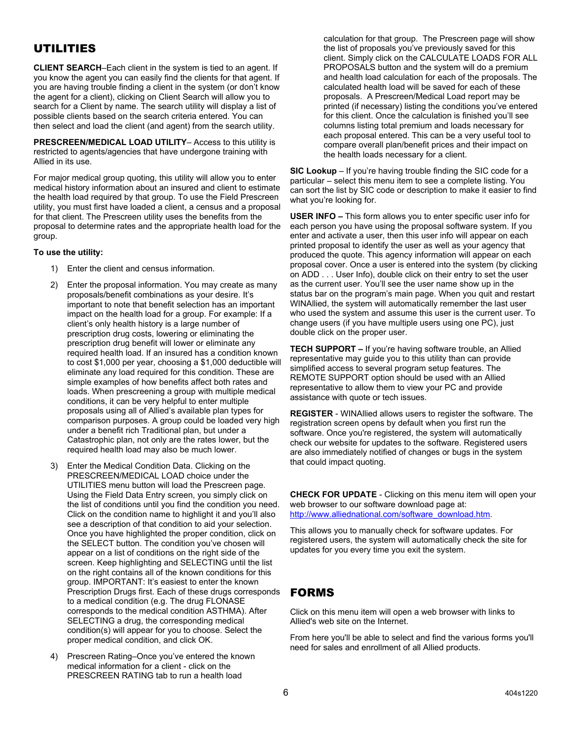## UTILITIES

**CLIENT SEARCH**–Each client in the system is tied to an agent. If you know the agent you can easily find the clients for that agent. If you are having trouble finding a client in the system (or don't know the agent for a client), clicking on Client Search will allow you to search for a Client by name. The search utility will display a list of possible clients based on the search criteria entered. You can then select and load the client (and agent) from the search utility.

**PRESCREEN/MEDICAL LOAD UTILITY**– Access to this utility is restricted to agents/agencies that have undergone training with Allied in its use.

For major medical group quoting, this utility will allow you to enter medical history information about an insured and client to estimate the health load required by that group. To use the Field Prescreen utility, you must first have loaded a client, a census and a proposal for that client. The Prescreen utility uses the benefits from the proposal to determine rates and the appropriate health load for the group.

**To use the utility:**

1) Enter the client and census information.

2) Enter the proposal information. You may create as many proposals/benefit combinations as your desire. It's important to note that benefit selection has an important impact on the health load for a group. For example: If a client's only health history is a large number of prescription drug costs, lowering or eliminating the prescription drug benefit will lower or eliminate any required health load. If an insured has a condition known to cost $1,000 per year, choosing a $1,000 deductible will eliminate any load required for this condition. These are simple examples of how benefits affect both rates and loads. When prescreening a group with multiple medical conditions, it can be very helpful to enter multiple proposals using all of Allied's available plan types for comparison purposes. A group could be loaded very high under a benefit rich Traditional plan, but under a Catastrophic plan, not only are the rates lower, but the required health load may also be much lower.

3) Enter the Medical Condition Data. Clicking on the PRESCREEN/MEDICAL LOAD choice under the UTILITIES menu button will load the Prescreen page. Using the Field Data Entry screen, you simply click on the list of conditions until you find the condition you need. Click on the condition name to highlight it and you'll also see a description of that condition to aid your selection. Once you have highlighted the proper condition, click on the SELECT button. The condition you've chosen will appear on a list of conditions on the right side of the screen. Keep highlighting and SELECTING until the list on the right contains all of the known conditions for this group. IMPORTANT: It's easiest to enter the known Prescription Drugs first. Each of these drugs corresponds to a medical condition (e.g. The drug FLONASE corresponds to the medical condition ASTHMA). After SELECTING a drug, the corresponding medical condition(s) will appear for you to choose. Select the proper medical condition, and click OK.

4) Prescreen Rating–Once you've entered the known medical information for a client - click on the PRESCREEN RATING tab to run a health load calculation for that group. The Prescreen page will show the list of proposals you've previously saved for this client. Simply click on the CALCULATE LOADS FOR ALL PROPOSALS button and the system will do a premium and health load calculation for each of the proposals. The calculated health load will be saved for each of these proposals. A Prescreen/Medical Load report may be printed (if necessary) listing the conditions you've entered for this client. Once the calculation is finished you'll see columns listing total premium and loads necessary for each proposal entered. This can be a very useful tool to compare overall plan/benefit prices and their impact on the health loads necessary for a client.

**SIC Lookup** – If you're having trouble finding the SIC code for a particular – select this menu item to see a complete listing. You can sort the list by SIC code or description to make it easier to find what you're looking for.

**USER INFO –** This form allows you to enter specific user info for each person you have using the proposal software system. If you enter and activate a user, then this user info will appear on each printed proposal to identify the user as well as your agency that produced the quote. This agency information will appear on each proposal cover. Once a user is entered into the system (by clicking on ADD . . . User Info), double click on their entry to set the user as the current user. You'll see the user name show up in the status bar on the program's main page. When you quit and restart WINAllied, the system will automatically remember the last user who used the system and assume this user is the current user. To change users (if you have multiple users using one PC), just double click on the proper user.

**TECH SUPPORT –** If you're having software trouble, an Allied representative may guide you to this utility than can provide simplified access to several program setup features. The REMOTE SUPPORT option should be used with an Allied representative to allow them to view your PC and provide assistance with quote or tech issues.

**REGISTER** - WINAllied allows users to register the software. The registration screen opens by default when you first run the software. Once you're registered, the system will automatically check our website for updates to the software. Registered users are also immediately notified of changes or bugs in the system that could impact quoting.

**CHECK FOR UPDATE** - Clicking on this menu item will open your web browser to our software download page at: http://www.alliednational.com/software_download.htm.

This allows you to manually check for software updates. For registered users, the system will automatically check the site for updates for you every time you exit the system.

## FORMS

Click on this menu item will open a web browser with links to Allied's web site on the Internet.

From here you'll be able to select and find the various forms you'll need for sales and enrollment of all Allied products.